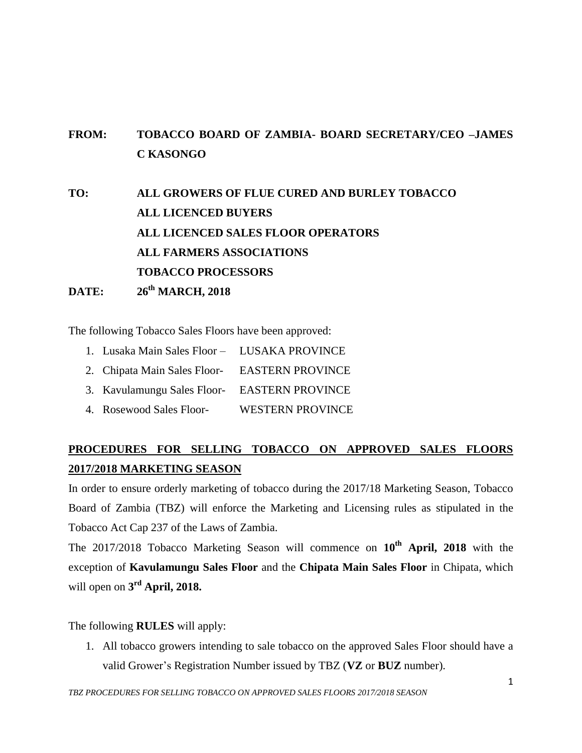**FROM:** **TOBACCO BOARD OF ZAMBIA- BOARD SECRETARY/CEO –JAMES C KASONGO**

**TO:** **ALL GROWERS OF FLUE CURED AND BURLEY TOBACCO**
**ALL LICENCED BUYERS**
**ALL LICENCED SALES FLOOR OPERATORS**
**ALL FARMERS ASSOCIATIONS**
**TOBACCO PROCESSORS**

**DATE:** **26th MARCH, 2018**

The following Tobacco Sales Floors have been approved:

1. Lusaka Main Sales Floor – LUSAKA PROVINCE
2. Chipata Main Sales Floor- EASTERN PROVINCE
3. Kavulamungu Sales Floor- EASTERN PROVINCE
4. Rosewood Sales Floor- WESTERN PROVINCE

## PROCEDURES FOR SELLING TOBACCO ON APPROVED SALES FLOORS 2017/2018 MARKETING SEASON

In order to ensure orderly marketing of tobacco during the 2017/18 Marketing Season, Tobacco Board of Zambia (TBZ) will enforce the Marketing and Licensing rules as stipulated in the Tobacco Act Cap 237 of the Laws of Zambia.

The 2017/2018 Tobacco Marketing Season will commence on **10th April, 2018** with the exception of **Kavulamungu Sales Floor** and the **Chipata Main Sales Floor** in Chipata, which will open on **3rd April, 2018.**

The following **RULES** will apply:

1. All tobacco growers intending to sale tobacco on the approved Sales Floor should have a valid Grower's Registration Number issued by TBZ (**VZ** or **BUZ** number).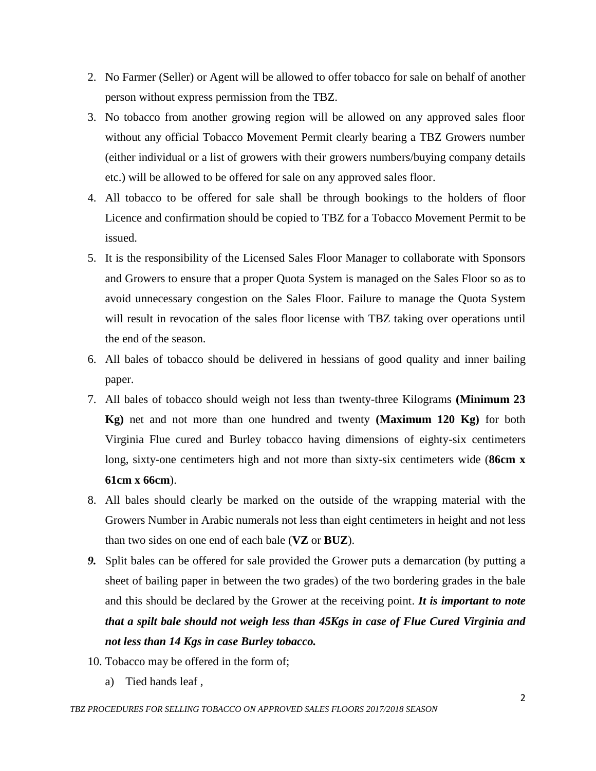2. No Farmer (Seller) or Agent will be allowed to offer tobacco for sale on behalf of another person without express permission from the TBZ.
3. No tobacco from another growing region will be allowed on any approved sales floor without any official Tobacco Movement Permit clearly bearing a TBZ Growers number (either individual or a list of growers with their growers numbers/buying company details etc.) will be allowed to be offered for sale on any approved sales floor.
4. All tobacco to be offered for sale shall be through bookings to the holders of floor Licence and confirmation should be copied to TBZ for a Tobacco Movement Permit to be issued.
5. It is the responsibility of the Licensed Sales Floor Manager to collaborate with Sponsors and Growers to ensure that a proper Quota System is managed on the Sales Floor so as to avoid unnecessary congestion on the Sales Floor. Failure to manage the Quota System will result in revocation of the sales floor license with TBZ taking over operations until the end of the season.
6. All bales of tobacco should be delivered in hessians of good quality and inner bailing paper.
7. All bales of tobacco should weigh not less than twenty-three Kilograms **(Minimum 23 Kg)** net and not more than one hundred and twenty **(Maximum 120 Kg)** for both Virginia Flue cured and Burley tobacco having dimensions of eighty-six centimeters long, sixty-one centimeters high and not more than sixty-six centimeters wide (**86cm x 61cm x 66cm**).
8. All bales should clearly be marked on the outside of the wrapping material with the Growers Number in Arabic numerals not less than eight centimeters in height and not less than two sides on one end of each bale (**VZ** or **BUZ**).
9. Split bales can be offered for sale provided the Grower puts a demarcation (by putting a sheet of bailing paper in between the two grades) of the two bordering grades in the bale and this should be declared by the Grower at the receiving point. ***It is important to note that a spilt bale should not weigh less than 45Kgs in case of Flue Cured Virginia and not less than 14 Kgs in case Burley tobacco.***
10. Tobacco may be offered in the form of;
    a) Tied hands leaf ,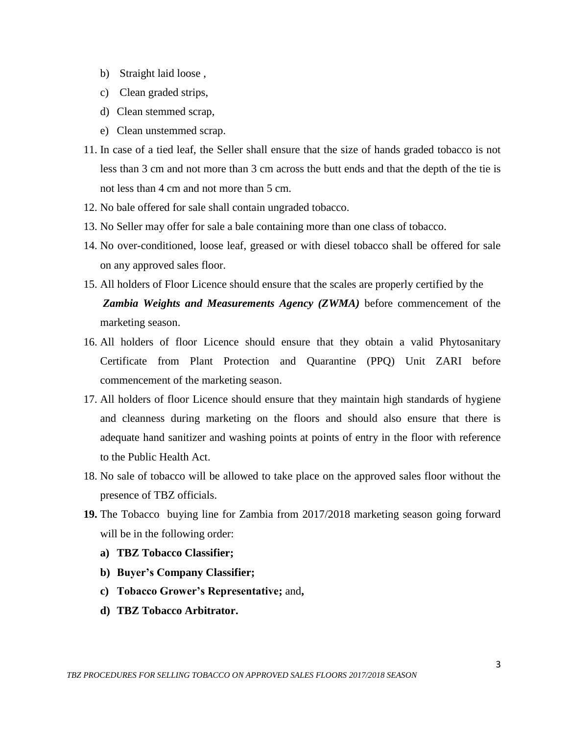b) Straight laid loose ,

c) Clean graded strips,

d) Clean stemmed scrap,

e) Clean unstemmed scrap.

11. In case of a tied leaf, the Seller shall ensure that the size of hands graded tobacco is not less than 3 cm and not more than 3 cm across the butt ends and that the depth of the tie is not less than 4 cm and not more than 5 cm.
12. No bale offered for sale shall contain ungraded tobacco.
13. No Seller may offer for sale a bale containing more than one class of tobacco.
14. No over-conditioned, loose leaf, greased or with diesel tobacco shall be offered for sale on any approved sales floor.
15. All holders of Floor Licence should ensure that the scales are properly certified by the ***Zambia Weights and Measurements Agency (ZWMA)*** before commencement of the marketing season.
16. All holders of floor Licence should ensure that they obtain a valid Phytosanitary Certificate from Plant Protection and Quarantine (PPQ) Unit ZARI before commencement of the marketing season.
17. All holders of floor Licence should ensure that they maintain high standards of hygiene and cleanness during marketing on the floors and should also ensure that there is adequate hand sanitizer and washing points at points of entry in the floor with reference to the Public Health Act.
18. No sale of tobacco will be allowed to take place on the approved sales floor without the presence of TBZ officials.
19. The Tobacco buying line for Zambia from 2017/2018 marketing season going forward will be in the following order:
    - **a) TBZ Tobacco Classifier;**
    - **b) Buyer's Company Classifier;**
    - **c) Tobacco Grower's Representative;** and**,**
    - **d) TBZ Tobacco Arbitrator.**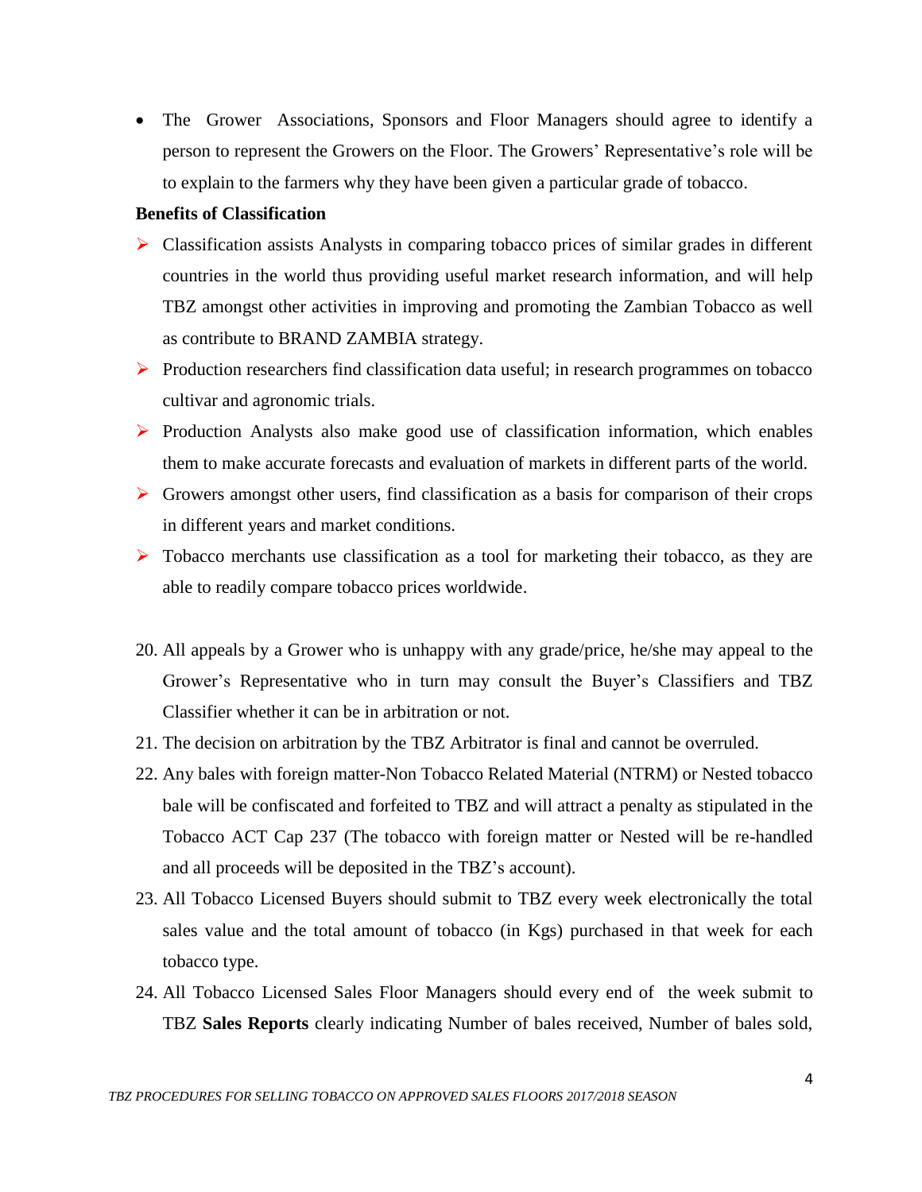- The Grower Associations, Sponsors and Floor Managers should agree to identify a person to represent the Growers on the Floor. The Growers' Representative's role will be to explain to the farmers why they have been given a particular grade of tobacco.

**Benefits of Classification**

- Classification assists Analysts in comparing tobacco prices of similar grades in different countries in the world thus providing useful market research information, and will help TBZ amongst other activities in improving and promoting the Zambian Tobacco as well as contribute to BRAND ZAMBIA strategy.
- Production researchers find classification data useful; in research programmes on tobacco cultivar and agronomic trials.
- Production Analysts also make good use of classification information, which enables them to make accurate forecasts and evaluation of markets in different parts of the world.
- Growers amongst other users, find classification as a basis for comparison of their crops in different years and market conditions.
- Tobacco merchants use classification as a tool for marketing their tobacco, as they are able to readily compare tobacco prices worldwide.

20. All appeals by a Grower who is unhappy with any grade/price, he/she may appeal to the Grower's Representative who in turn may consult the Buyer's Classifiers and TBZ Classifier whether it can be in arbitration or not.
21. The decision on arbitration by the TBZ Arbitrator is final and cannot be overruled.
22. Any bales with foreign matter-Non Tobacco Related Material (NTRM) or Nested tobacco bale will be confiscated and forfeited to TBZ and will attract a penalty as stipulated in the Tobacco ACT Cap 237 (The tobacco with foreign matter or Nested will be re-handled and all proceeds will be deposited in the TBZ's account).
23. All Tobacco Licensed Buyers should submit to TBZ every week electronically the total sales value and the total amount of tobacco (in Kgs) purchased in that week for each tobacco type.
24. All Tobacco Licensed Sales Floor Managers should every end of the week submit to TBZ **Sales Reports** clearly indicating Number of bales received, Number of bales sold,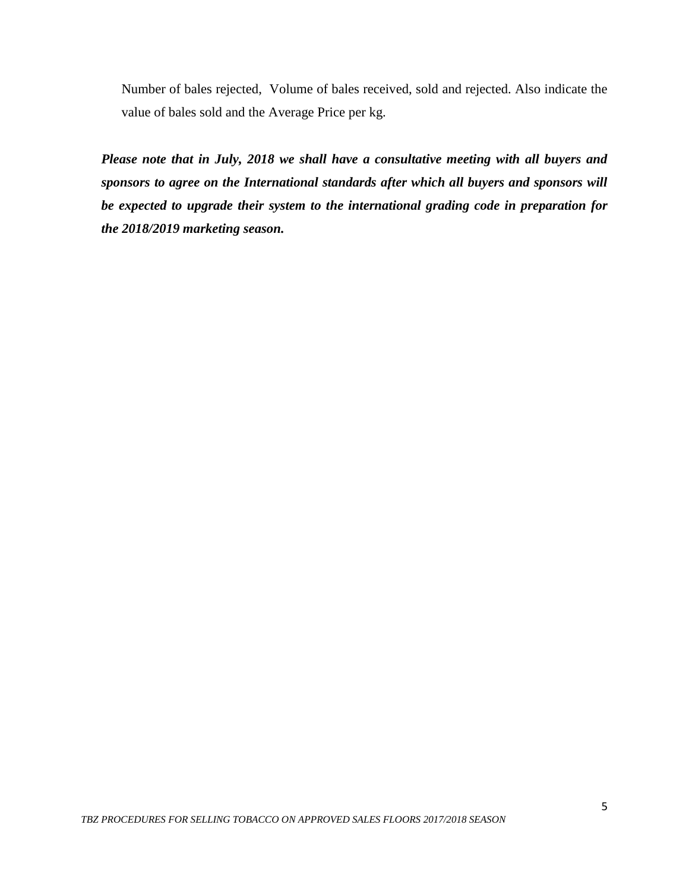Number of bales rejected,  Volume of bales received, sold and rejected. Also indicate the value of bales sold and the Average Price per kg.

***Please note that in July, 2018 we shall have a consultative meeting with all buyers and sponsors to agree on the International standards after which all buyers and sponsors will be expected to upgrade their system to the international grading code in preparation for the 2018/2019 marketing season.***